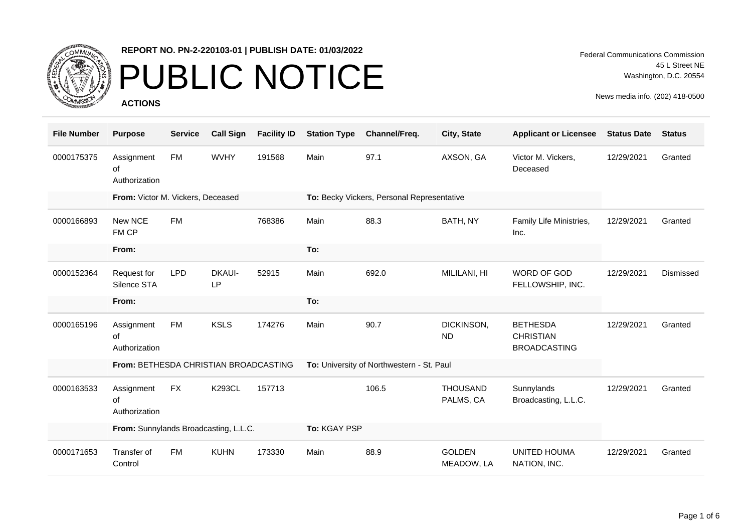**REPORT NO. PN-2-220103-01 | PUBLISH DATE: 01/03/2022**

# PUBLIC NOTICE

**ACTIONS**

Federal Communications Commission
45 L Street NE
Washington, D.C. 20554

News media info. (202) 418-0500

| File Number | Purpose | Service | Call Sign | Facility ID | Station Type | Channel/Freq. | City, State | Applicant or Licensee | Status Date | Status |
|---|---|---|---|---|---|---|---|---|---|---|
| 0000175375 | Assignment of Authorization | FM | WVHY | 191568 | Main | 97.1 | AXSON, GA | Victor M. Vickers, Deceased | 12/29/2021 | Granted |
| | **From:** Victor M. Vickers, Deceased | | | | **To:** Becky Vickers, Personal Representative | | | | | |
| 0000166893 | New NCE FM CP | FM | | 768386 | Main | 88.3 | BATH, NY | Family Life Ministries, Inc. | 12/29/2021 | Granted |
| | **From:** | | | | **To:** | | | | | |
| 0000152364 | Request for Silence STA | LPD | DKAUI-LP | 52915 | Main | 692.0 | MILILANI, HI | WORD OF GOD FELLOWSHIP, INC. | 12/29/2021 | Dismissed |
| | **From:** | | | | **To:** | | | | | |
| 0000165196 | Assignment of Authorization | FM | KSLS | 174276 | Main | 90.7 | DICKINSON, ND | BETHESDA CHRISTIAN BROADCASTING | 12/29/2021 | Granted |
| | **From:** BETHESDA CHRISTIAN BROADCASTING | | | | **To:** University of Northwestern - St. Paul | | | | | |
| 0000163533 | Assignment of Authorization | FX | K293CL | 157713 | | 106.5 | THOUSAND PALMS, CA | Sunnylands Broadcasting, L.L.C. | 12/29/2021 | Granted |
| | **From:** Sunnylands Broadcasting, L.L.C. | | | | **To:** KGAY PSP | | | | | |
| 0000171653 | Transfer of Control | FM | KUHN | 173330 | Main | 88.9 | GOLDEN MEADOW, LA | UNITED HOUMA NATION, INC. | 12/29/2021 | Granted |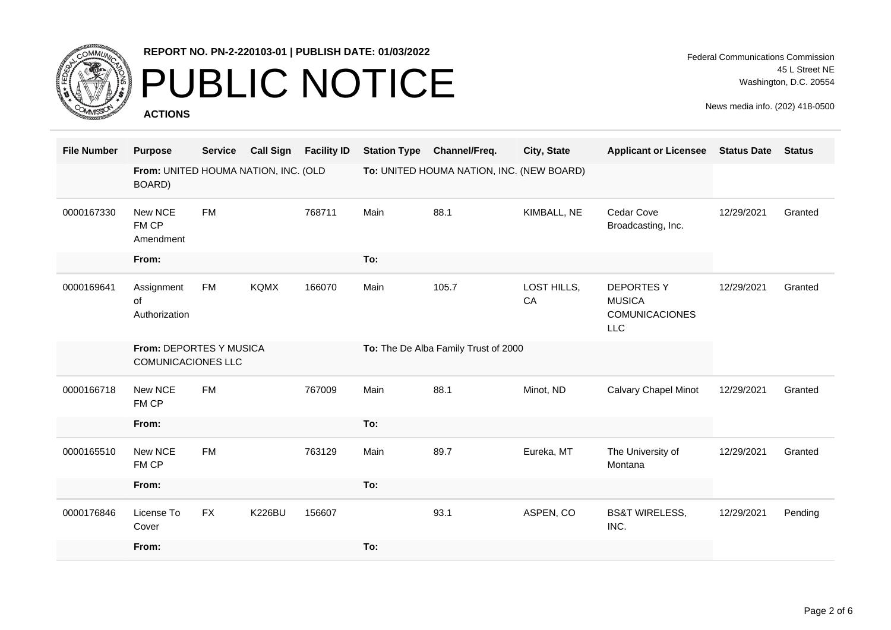**REPORT NO. PN-2-220103-01 | PUBLISH DATE: 01/03/2022**

# PUBLIC NOTICE

**ACTIONS**

Federal Communications Commission
45 L Street NE
Washington, D.C. 20554

News media info. (202) 418-0500

| File Number | Purpose | Service | Call Sign | Facility ID | Station Type | Channel/Freq. | City, State | Applicant or Licensee | Status Date | Status |
|---|---|---|---|---|---|---|---|---|---|---|
| | **From:** UNITED HOUMA NATION, INC. (OLD BOARD) | | | | **To:** UNITED HOUMA NATION, INC. (NEW BOARD) | | | | | |
| 0000167330 | New NCE FM CP Amendment | FM | | 768711 | Main | 88.1 | KIMBALL, NE | Cedar Cove Broadcasting, Inc. | 12/29/2021 | Granted |
| | **From:** | | | | **To:** | | | | | |
| 0000169641 | Assignment of Authorization | FM | KQMX | 166070 | Main | 105.7 | LOST HILLS, CA | DEPORTES Y MUSICA COMUNICACIONES LLC | 12/29/2021 | Granted |
| | **From:** DEPORTES Y MUSICA COMUNICACIONES LLC | | | | **To:** The De Alba Family Trust of 2000 | | | | | |
| 0000166718 | New NCE FM CP | FM | | 767009 | Main | 88.1 | Minot, ND | Calvary Chapel Minot | 12/29/2021 | Granted |
| | **From:** | | | | **To:** | | | | | |
| 0000165510 | New NCE FM CP | FM | | 763129 | Main | 89.7 | Eureka, MT | The University of Montana | 12/29/2021 | Granted |
| | **From:** | | | | **To:** | | | | | |
| 0000176846 | License To Cover | FX | K226BU | 156607 | | 93.1 | ASPEN, CO | BS&T WIRELESS, INC. | 12/29/2021 | Pending |
| | **From:** | | | | **To:** | | | | | |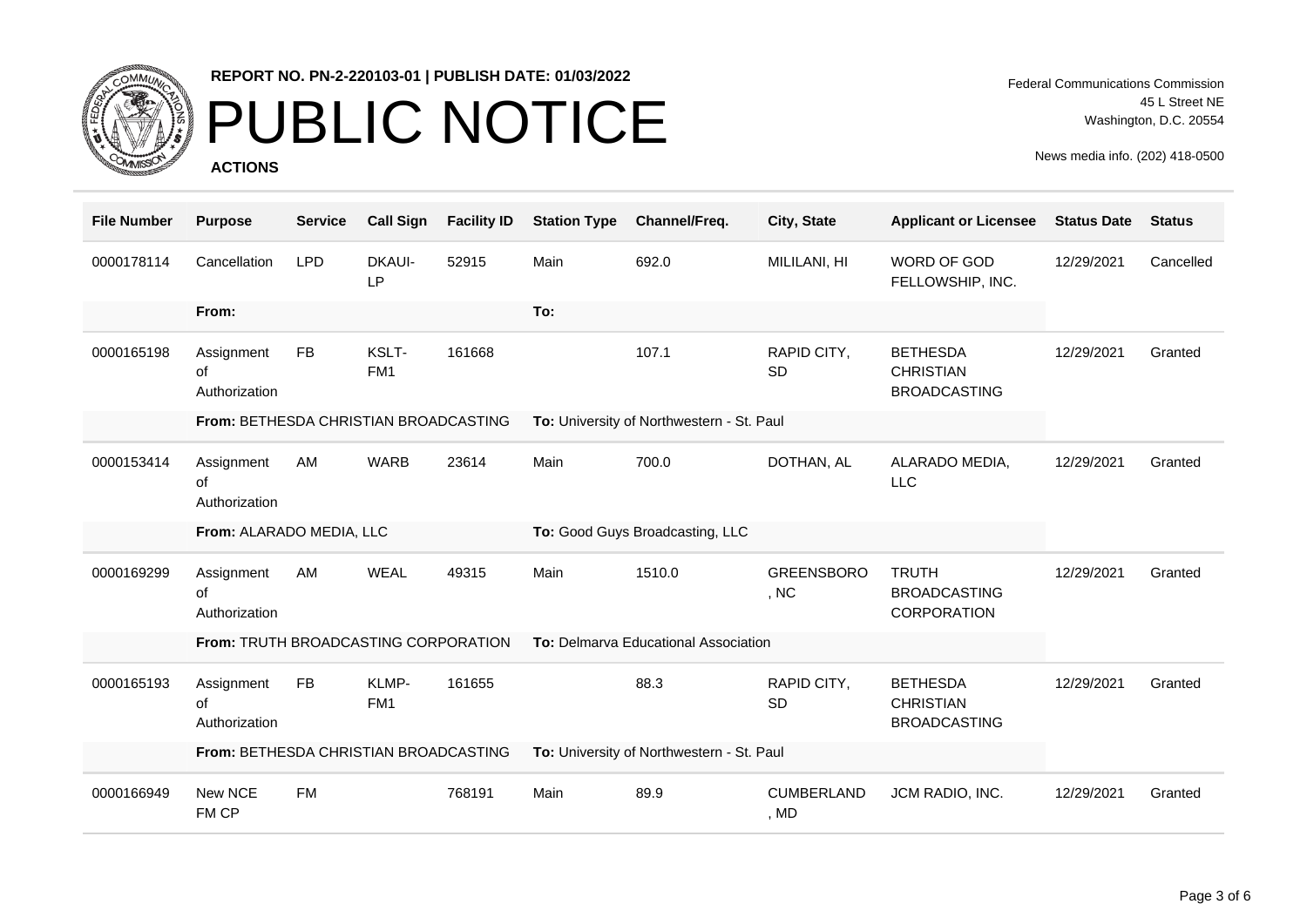**REPORT NO. PN-2-220103-01 | PUBLISH DATE: 01/03/2022**

# PUBLIC NOTICE

**ACTIONS**

Federal Communications Commission
45 L Street NE
Washington, D.C. 20554

News media info. (202) 418-0500

| File Number | Purpose | Service | Call Sign | Facility ID | Station Type | Channel/Freq. | City, State | Applicant or Licensee | Status Date | Status |
|---|---|---|---|---|---|---|---|---|---|---|
| 0000178114 | Cancellation | LPD | DKAUI-LP | 52915 | Main | 692.0 | MILILANI, HI | WORD OF GOD FELLOWSHIP, INC. | 12/29/2021 | Cancelled |
| | **From:** | | | | **To:** | | | | | |
| 0000165198 | Assignment of Authorization | FB | KSLT-FM1 | 161668 | | 107.1 | RAPID CITY, SD | BETHESDA CHRISTIAN BROADCASTING | 12/29/2021 | Granted |
| | **From:** BETHESDA CHRISTIAN BROADCASTING | | | | **To:** University of Northwestern - St. Paul | | | | | |
| 0000153414 | Assignment of Authorization | AM | WARB | 23614 | Main | 700.0 | DOTHAN, AL | ALARADO MEDIA, LLC | 12/29/2021 | Granted |
| | **From:** ALARADO MEDIA, LLC | | | | **To:** Good Guys Broadcasting, LLC | | | | | |
| 0000169299 | Assignment of Authorization | AM | WEAL | 49315 | Main | 1510.0 | GREENSBORO, NC | TRUTH BROADCASTING CORPORATION | 12/29/2021 | Granted |
| | **From:** TRUTH BROADCASTING CORPORATION | | | | **To:** Delmarva Educational Association | | | | | |
| 0000165193 | Assignment of Authorization | FB | KLMP-FM1 | 161655 | | 88.3 | RAPID CITY, SD | BETHESDA CHRISTIAN BROADCASTING | 12/29/2021 | Granted |
| | **From:** BETHESDA CHRISTIAN BROADCASTING | | | | **To:** University of Northwestern - St. Paul | | | | | |
| 0000166949 | New NCE FM CP | FM | | 768191 | Main | 89.9 | CUMBERLAND, MD | JCM RADIO, INC. | 12/29/2021 | Granted |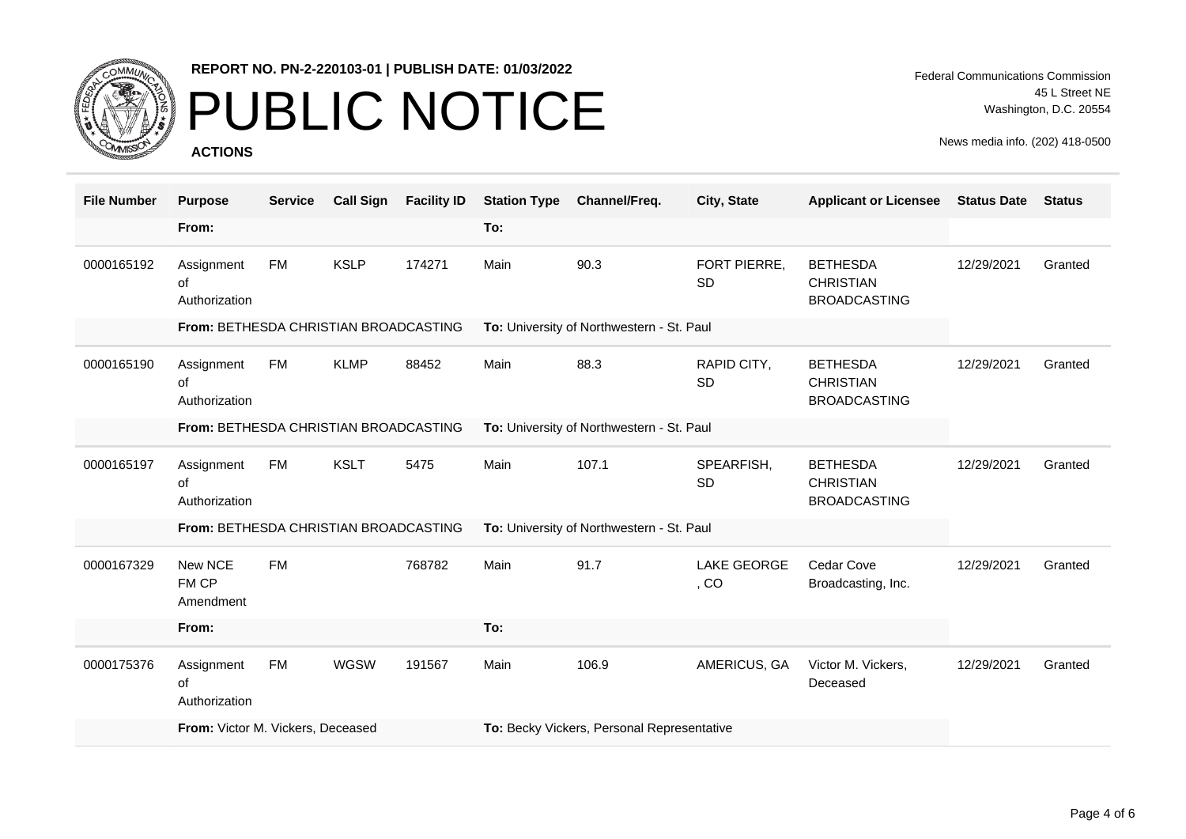**REPORT NO. PN-2-220103-01 | PUBLISH DATE: 01/03/2022**

# PUBLIC NOTICE

**ACTIONS**

Federal Communications Commission
45 L Street NE
Washington, D.C. 20554

News media info. (202) 418-0500

| File Number | Purpose | Service | Call Sign | Facility ID | Station Type | Channel/Freq. | City, State | Applicant or Licensee | Status Date | Status |
|---|---|---|---|---|---|---|---|---|---|---|
| | From: | | | | To: | | | | | |
| 0000165192 | Assignment of Authorization | FM | KSLP | 174271 | Main | 90.3 | FORT PIERRE, SD | BETHESDA CHRISTIAN BROADCASTING | 12/29/2021 | Granted |
| | **From:** BETHESDA CHRISTIAN BROADCASTING | | | | **To:** University of Northwestern - St. Paul | | | | | |
| 0000165190 | Assignment of Authorization | FM | KLMP | 88452 | Main | 88.3 | RAPID CITY, SD | BETHESDA CHRISTIAN BROADCASTING | 12/29/2021 | Granted |
| | **From:** BETHESDA CHRISTIAN BROADCASTING | | | | **To:** University of Northwestern - St. Paul | | | | | |
| 0000165197 | Assignment of Authorization | FM | KSLT | 5475 | Main | 107.1 | SPEARFISH, SD | BETHESDA CHRISTIAN BROADCASTING | 12/29/2021 | Granted |
| | **From:** BETHESDA CHRISTIAN BROADCASTING | | | | **To:** University of Northwestern - St. Paul | | | | | |
| 0000167329 | New NCE FM CP Amendment | FM | | 768782 | Main | 91.7 | LAKE GEORGE , CO | Cedar Cove Broadcasting, Inc. | 12/29/2021 | Granted |
| | **From:** | | | | **To:** | | | | | |
| 0000175376 | Assignment of Authorization | FM | WGSW | 191567 | Main | 106.9 | AMERICUS, GA | Victor M. Vickers, Deceased | 12/29/2021 | Granted |
| | **From:** Victor M. Vickers, Deceased | | | | **To:** Becky Vickers, Personal Representative | | | | | |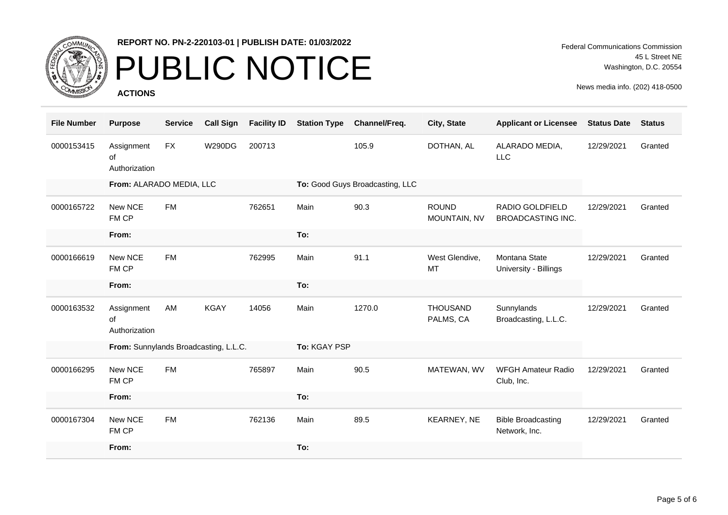**REPORT NO. PN-2-220103-01 | PUBLISH DATE: 01/03/2022**

# PUBLIC NOTICE

**ACTIONS**

Federal Communications Commission
45 L Street NE
Washington, D.C. 20554

News media info. (202) 418-0500

| File Number | Purpose | Service | Call Sign | Facility ID | Station Type | Channel/Freq. | City, State | Applicant or Licensee | Status Date | Status |
|---|---|---|---|---|---|---|---|---|---|---|
| 0000153415 | Assignment of Authorization | FX | W290DG | 200713 | | 105.9 | DOTHAN, AL | ALARADO MEDIA, LLC | 12/29/2021 | Granted |
| | **From:** ALARADO MEDIA, LLC | | | | **To:** Good Guys Broadcasting, LLC | | | | | |
| 0000165722 | New NCE FM CP | FM | | 762651 | Main | 90.3 | ROUND MOUNTAIN, NV | RADIO GOLDFIELD BROADCASTING INC. | 12/29/2021 | Granted |
| | **From:** | | | | **To:** | | | | | |
| 0000166619 | New NCE FM CP | FM | | 762995 | Main | 91.1 | West Glendive, MT | Montana State University - Billings | 12/29/2021 | Granted |
| | **From:** | | | | **To:** | | | | | |
| 0000163532 | Assignment of Authorization | AM | KGAY | 14056 | Main | 1270.0 | THOUSAND PALMS, CA | Sunnylands Broadcasting, L.L.C. | 12/29/2021 | Granted |
| | **From:** Sunnylands Broadcasting, L.L.C. | | | | **To:** KGAY PSP | | | | | |
| 0000166295 | New NCE FM CP | FM | | 765897 | Main | 90.5 | MATEWAN, WV | WFGH Amateur Radio Club, Inc. | 12/29/2021 | Granted |
| | **From:** | | | | **To:** | | | | | |
| 0000167304 | New NCE FM CP | FM | | 762136 | Main | 89.5 | KEARNEY, NE | Bible Broadcasting Network, Inc. | 12/29/2021 | Granted |
| | **From:** | | | | **To:** | | | | | |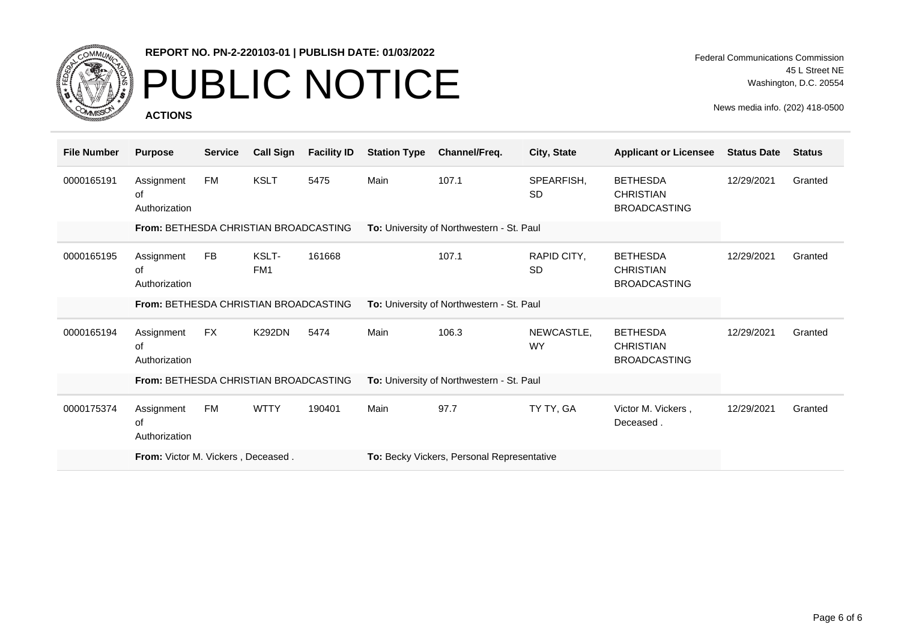**REPORT NO. PN-2-220103-01 | PUBLISH DATE: 01/03/2022**

# PUBLIC NOTICE

**ACTIONS**

Federal Communications Commission
45 L Street NE
Washington, D.C. 20554

News media info. (202) 418-0500

| File Number | Purpose | Service | Call Sign | Facility ID | Station Type | Channel/Freq. | City, State | Applicant or Licensee | Status Date | Status |
|---|---|---|---|---|---|---|---|---|---|---|
| 0000165191 | Assignment of Authorization | FM | KSLT | 5475 | Main | 107.1 | SPEARFISH, SD | BETHESDA CHRISTIAN BROADCASTING | 12/29/2021 | Granted |
| | **From:** BETHESDA CHRISTIAN BROADCASTING | | | | **To:** University of Northwestern - St. Paul | | | | | |
| 0000165195 | Assignment of Authorization | FB | KSLT-FM1 | 161668 | | 107.1 | RAPID CITY, SD | BETHESDA CHRISTIAN BROADCASTING | 12/29/2021 | Granted |
| | **From:** BETHESDA CHRISTIAN BROADCASTING | | | | **To:** University of Northwestern - St. Paul | | | | | |
| 0000165194 | Assignment of Authorization | FX | K292DN | 5474 | Main | 106.3 | NEWCASTLE, WY | BETHESDA CHRISTIAN BROADCASTING | 12/29/2021 | Granted |
| | **From:** BETHESDA CHRISTIAN BROADCASTING | | | | **To:** University of Northwestern - St. Paul | | | | | |
| 0000175374 | Assignment of Authorization | FM | WTTY | 190401 | Main | 97.7 | TY TY, GA | Victor M. Vickers , Deceased . | 12/29/2021 | Granted |
| | **From:** Victor M. Vickers , Deceased . | | | | **To:** Becky Vickers, Personal Representative | | | | | |